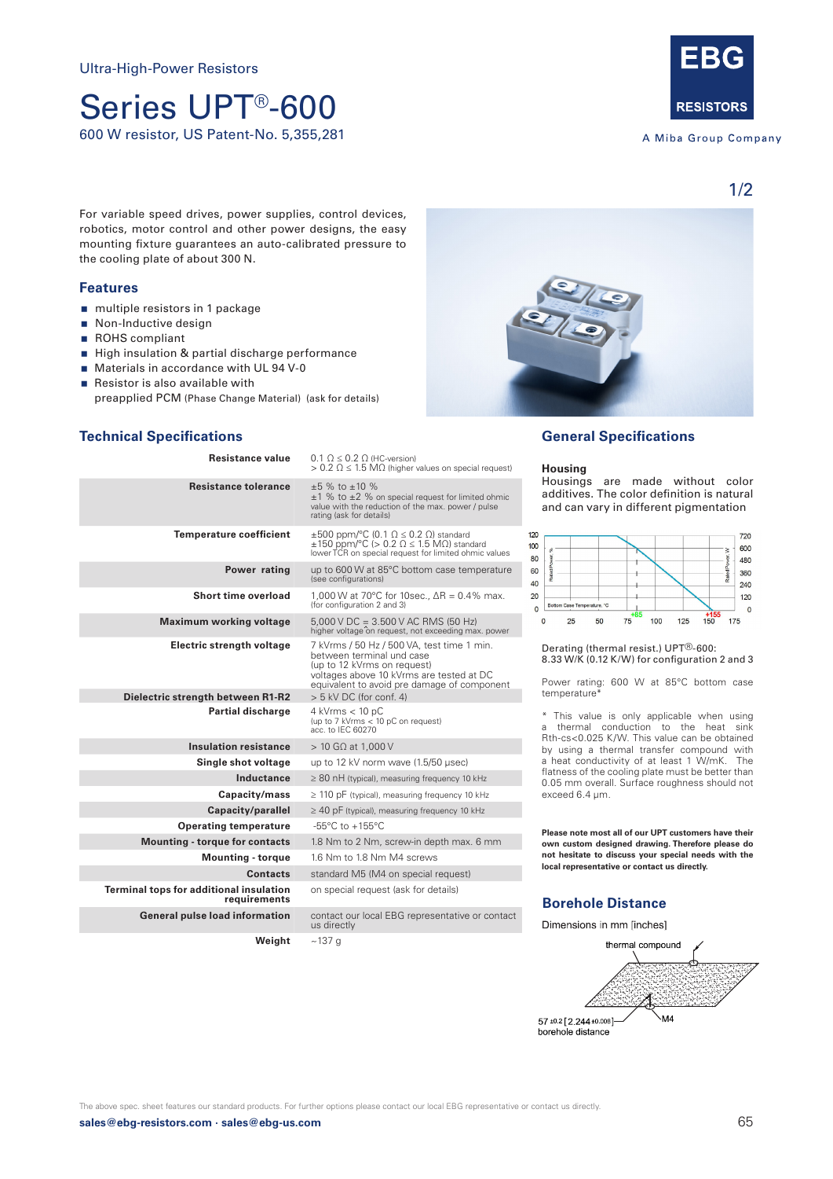Ultra-High-Power Resistors

# Series UPT®-600

600 W resistor, US Patent-No. 5,355,281

EBG RESISTORS
A Miba Group Company

For variable speed drives, power supplies, control devices, robotics, motor control and other power designs, the easy mounting fixture guarantees an auto-calibrated pressure to the cooling plate of about 300 N.

## Features

- multiple resistors in 1 package
- Non-Inductive design
- ROHS compliant
- High insulation & partial discharge performance
- Materials in accordance with UL 94 V-0
- Resistor is also available with preapplied PCM (Phase Change Material) (ask for details)

## Technical Specifications

| | |
|---|---|
| **Resistance value** | 0.1 Ω ≤ 0.2 Ω (HC-version)<br>> 0.2 Ω ≤ 1.5 MΩ (higher values on special request) |
| **Resistance tolerance** | ±5 % to ±10 %<br>±1 % to ±2 % on special request for limited ohmic value with the reduction of the max. power / pulse rating (ask for details) |
| **Temperature coefficient** | ±500 ppm/°C (0.1 Ω ≤ 0.2 Ω) standard<br>±150 ppm/°C (> 0.2 Ω ≤ 1.5 MΩ) standard<br>lower TCR on special request for limited ohmic values |
| **Power rating** | up to 600 W at 85°C bottom case temperature (see configurations) |
| **Short time overload** | 1,000 W at 70°C for 10sec., ΔR = 0.4% max. (for configuration 2 and 3) |
| **Maximum working voltage** | 5,000 V DC = 3.500 V AC RMS (50 Hz)<br>higher voltage on request, not exceeding max. power |
| **Electric strength voltage** | 7 kVrms / 50 Hz / 500 VA, test time 1 min. between terminal und case<br>(up to 12 kVrms on request)<br>voltages above 10 kVrms are tested at DC equivalent to avoid pre damage of component |
| **Dielectric strength between R1-R2** | > 5 kV DC (for conf. 4) |
| **Partial discharge** | 4 kVrms < 10 pC<br>(up to 7 kVrms < 10 pC on request)<br>acc. to IEC 60270 |
| **Insulation resistance** | > 10 GΩ at 1,000 V |
| **Single shot voltage** | up to 12 kV norm wave (1.5/50 µsec) |
| **Inductance** | ≥ 80 nH (typical), measuring frequency 10 kHz |
| **Capacity/mass** | ≥ 110 pF (typical), measuring frequency 10 kHz |
| **Capacity/parallel** | ≥ 40 pF (typical), measuring frequency 10 kHz |
| **Operating temperature** | -55°C to +155°C |
| **Mounting - torque for contacts** | 1.8 Nm to 2 Nm, screw-in depth max. 6 mm |
| **Mounting - torque** | 1.6 Nm to 1.8 Nm M4 screws |
| **Contacts** | standard M5 (M4 on special request) |
| **Terminal tops for additional insulation requirements** | on special request (ask for details) |
| **General pulse load information** | contact our local EBG representative or contact us directly |
| **Weight** | ~137 g |

## General Specifications

**Housing**

Housings are made without color additives. The color definition is natural and can vary in different pigmentation

Derating (thermal resist.) UPT®-600:
8.33 W/K (0.12 K/W) for configuration 2 and 3

Power rating: 600 W at 85°C bottom case temperature*

\* This value is only applicable when using a thermal conduction to the heat sink Rth-cs<0.025 K/W. This value can be obtained by using a thermal transfer compound with a heat conductivity of at least 1 W/mK. The flatness of the cooling plate must be better than 0.05 mm overall. Surface roughness should not exceed 6.4 µm.

**Please note most all of our UPT customers have their own custom designed drawing. Therefore please do not hesitate to discuss your special needs with the local representative or contact us directly.**

## Borehole Distance

Dimensions in mm [inches]

thermal compound

57 ±0.2 [2.244 ±0.008] borehole distance

M4

The above spec. sheet features our standard products. For further options please contact our local EBG representative or contact us directly.

**sales@ebg-resistors.com · sales@ebg-us.com**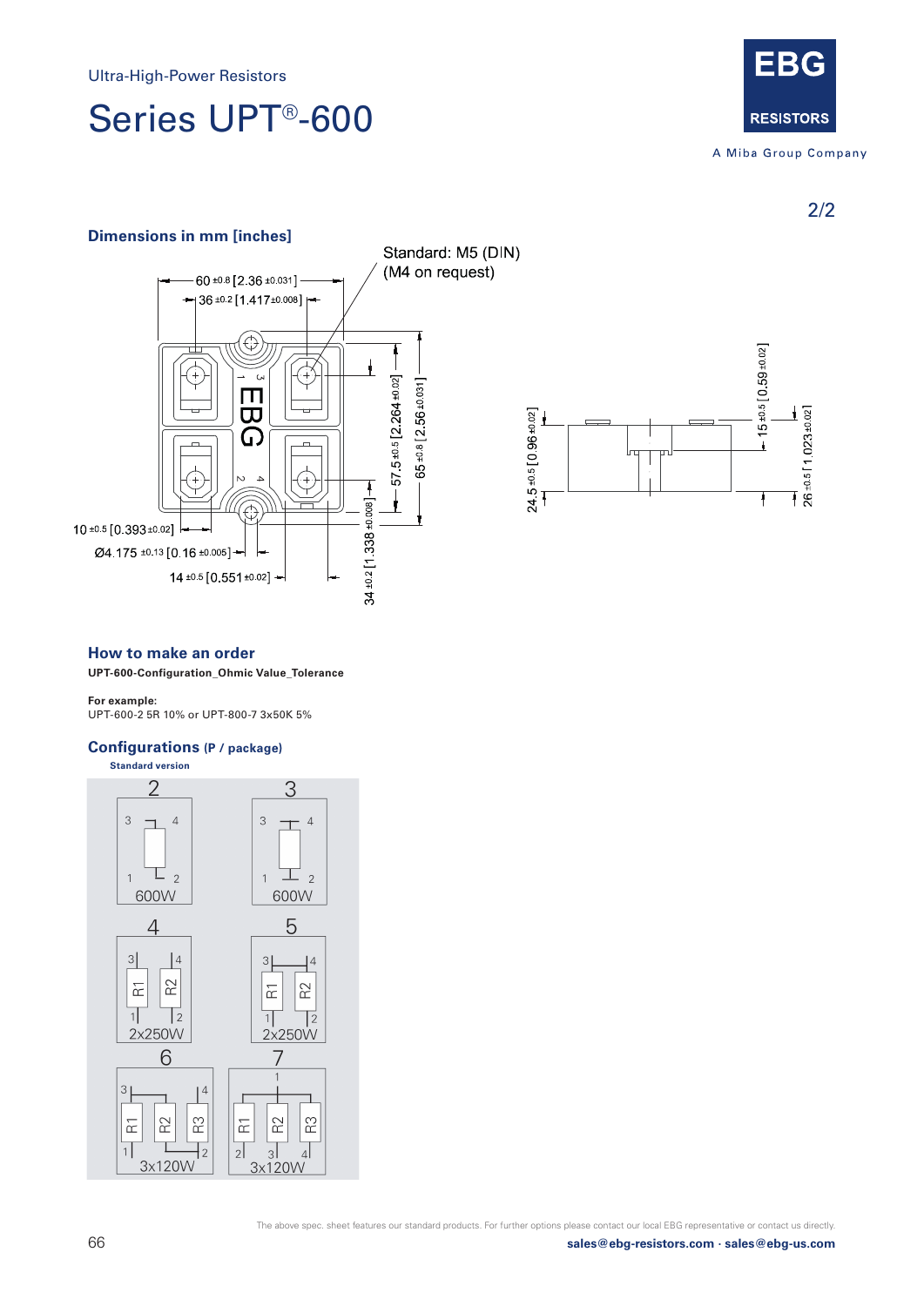Ultra-High-Power Resistors

# Series UPT®-600

EBG RESISTORS

A Miba Group Company

## Dimensions in mm [inches]

Standard: M5 (DIN)
(M4 on request)

60 ±0.8 [2.36 ±0.031]
36 ±0.2 [1.417±0.008]
57.5 ±0.5 [2.264 ±0.02]
65 ±0.8 [2.56 ±0.031]
10 ±0.5 [0.393 ±0.02]
Ø4.175 ±0.13 [0.16 ±0.005]
14 ±0.5 [0.551 ±0.02]
34 ±0.2 [1.338 ±0.008]
24.5 ±0.5 [0.96 ±0.02]
15 ±0.5 [0.59 ±0.02]
26 ±0.5 [1.023 ±0.02]

## How to make an order

**UPT-600-Configuration_Ohmic Value_Tolerance**

**For example:**
UPT-600-2 5R 10% or UPT-800-7 3x50K 5%

## Configurations (P / package)

**Standard version**

2
600W

3
600W

4
2x250W

5
2x250W

6
3x120W

7
3x120W

The above spec. sheet features our standard products. For further options please contact our local EBG representative or contact us directly.

**sales@ebg-resistors.com · sales@ebg-us.com**